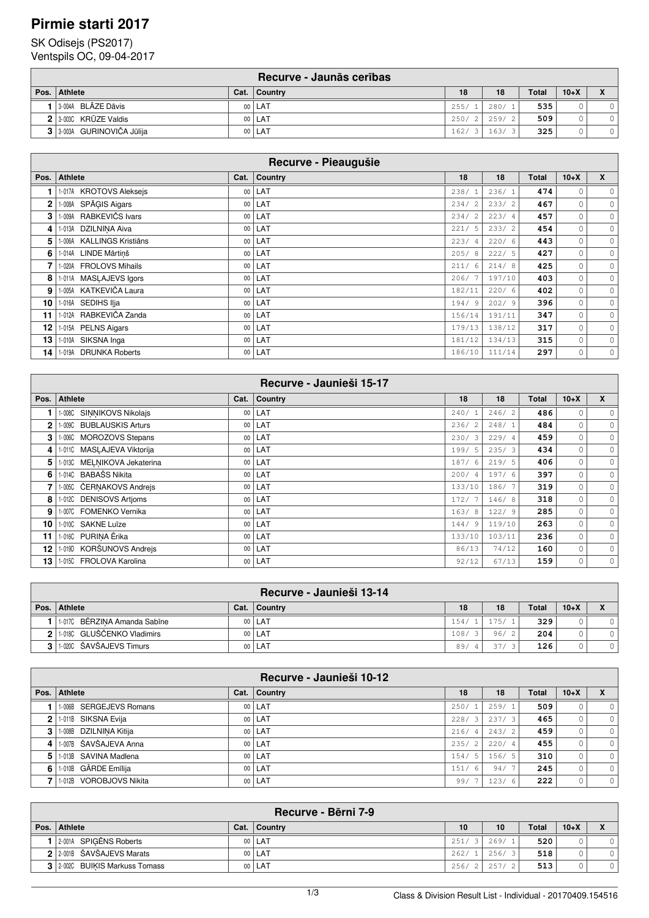# Pirmie starti 2017

SK Odisejs (PS2017)
Ventspils OC, 09-04-2017

| Recurve - Jaunās cerības | | | | | | | | |
|---|---|---|---|---|---|---|---|---|
| **Pos.** | **Athlete** | **Cat.** | **Country** | **18** | **18** | **Total** | **10+X** | **X** |
| 1 | 3-004A BLĀZE Dāvis | 00 | LAT | 255/ 1 | 280/ 1 | 535 | 0 | 0 |
| 2 | 3-003C KRŪZE Valdis | 00 | LAT | 250/ 2 | 259/ 2 | 509 | 0 | 0 |
| 3 | 3-003A GURINOVIČA Jūlija | 00 | LAT | 162/ 3 | 163/ 3 | 325 | 0 | 0 |

| Recurve - Pieaugušie | | | | | | | | |
|---|---|---|---|---|---|---|---|---|
| **Pos.** | **Athlete** | **Cat.** | **Country** | **18** | **18** | **Total** | **10+X** | **X** |
| 1 | 1-017A KROTOVS Aleksejs | 00 | LAT | 238/ 1 | 236/ 1 | 474 | 0 | 0 |
| 2 | 1-008A SPĀĢIS Aigars | 00 | LAT | 234/ 2 | 233/ 2 | 467 | 0 | 0 |
| 3 | 1-009A RABKEVIČS Ivars | 00 | LAT | 234/ 2 | 223/ 4 | 457 | 0 | 0 |
| 4 | 1-013A DZILNIŅA Aiva | 00 | LAT | 221/ 5 | 233/ 2 | 454 | 0 | 0 |
| 5 | 1-006A KALLINGS Kristiāns | 00 | LAT | 223/ 4 | 220/ 6 | 443 | 0 | 0 |
| 6 | 1-014A LINDE Mārtiņš | 00 | LAT | 205/ 8 | 222/ 5 | 427 | 0 | 0 |
| 7 | 1-020A FROLOVS Mihails | 00 | LAT | 211/ 6 | 214/ 8 | 425 | 0 | 0 |
| 8 | 1-011A MASĻAJEVS Igors | 00 | LAT | 206/ 7 | 197/10 | 403 | 0 | 0 |
| 9 | 1-005A KATKEVIČA Laura | 00 | LAT | 182/11 | 220/ 6 | 402 | 0 | 0 |
| 10 | 1-016A SEDIHS Iļja | 00 | LAT | 194/ 9 | 202/ 9 | 396 | 0 | 0 |
| 11 | 1-012A RABKEVIČA Zanda | 00 | LAT | 156/14 | 191/11 | 347 | 0 | 0 |
| 12 | 1-015A PELNS Aigars | 00 | LAT | 179/13 | 138/12 | 317 | 0 | 0 |
| 13 | 1-010A SIKSNA Inga | 00 | LAT | 181/12 | 134/13 | 315 | 0 | 0 |
| 14 | 1-019A DRUNKA Roberts | 00 | LAT | 186/10 | 111/14 | 297 | 0 | 0 |

| Recurve - Jaunieši 15-17 | | | | | | | | |
|---|---|---|---|---|---|---|---|---|
| **Pos.** | **Athlete** | **Cat.** | **Country** | **18** | **18** | **Total** | **10+X** | **X** |
| 1 | 1-008C SIŅŅIKOVS Nikolajs | 00 | LAT | 240/ 1 | 246/ 2 | 486 | 0 | 0 |
| 2 | 1-009C BUBLAUSKIS Arturs | 00 | LAT | 236/ 2 | 248/ 1 | 484 | 0 | 0 |
| 3 | 1-006C MOROZOVS Stepans | 00 | LAT | 230/ 3 | 229/ 4 | 459 | 0 | 0 |
| 4 | 1-011C MASĻAJEVA Viktorija | 00 | LAT | 199/ 5 | 235/ 3 | 434 | 0 | 0 |
| 5 | 1-013C MEĻŅIKOVA Jekaterina | 00 | LAT | 187/ 6 | 219/ 5 | 406 | 0 | 0 |
| 6 | 1-014C BABAŠS Nikita | 00 | LAT | 200/ 4 | 197/ 6 | 397 | 0 | 0 |
| 7 | 1-005C ČERŅAKOVS Andrejs | 00 | LAT | 133/10 | 186/ 7 | 319 | 0 | 0 |
| 8 | 1-012C DENISOVS Artjoms | 00 | LAT | 172/ 7 | 146/ 8 | 318 | 0 | 0 |
| 9 | 1-007C FOMENKO Vernika | 00 | LAT | 163/ 8 | 122/ 9 | 285 | 0 | 0 |
| 10 | 1-010C SAKNE Luīze | 00 | LAT | 144/ 9 | 119/10 | 263 | 0 | 0 |
| 11 | 1-016C PURIŅA Ērika | 00 | LAT | 133/10 | 103/11 | 236 | 0 | 0 |
| 12 | 1-019D KORŠUNOVS Andrejs | 00 | LAT | 86/13 | 74/12 | 160 | 0 | 0 |
| 13 | 1-015C FROLOVA Karolina | 00 | LAT | 92/12 | 67/13 | 159 | 0 | 0 |

| Recurve - Jaunieši 13-14 | | | | | | | | |
|---|---|---|---|---|---|---|---|---|
| **Pos.** | **Athlete** | **Cat.** | **Country** | **18** | **18** | **Total** | **10+X** | **X** |
| 1 | 1-017C BĒRZIŅA Amanda Sabīne | 00 | LAT | 154/ 1 | 175/ 1 | 329 | 0 | 0 |
| 2 | 1-018C GLUŠČENKO Vladimirs | 00 | LAT | 108/ 3 | 96/ 2 | 204 | 0 | 0 |
| 3 | 1-020C ŠAVŠAJEVS Timurs | 00 | LAT | 89/ 4 | 37/ 3 | 126 | 0 | 0 |

| Recurve - Jaunieši 10-12 | | | | | | | | |
|---|---|---|---|---|---|---|---|---|
| **Pos.** | **Athlete** | **Cat.** | **Country** | **18** | **18** | **Total** | **10+X** | **X** |
| 1 | 1-006B SERGEJEVS Romans | 00 | LAT | 250/ 1 | 259/ 1 | 509 | 0 | 0 |
| 2 | 1-011B SIKSNA Evija | 00 | LAT | 228/ 3 | 237/ 3 | 465 | 0 | 0 |
| 3 | 1-008B DZILNIŅA Kitija | 00 | LAT | 216/ 4 | 243/ 2 | 459 | 0 | 0 |
| 4 | 1-007B ŠAVŠAJEVA Anna | 00 | LAT | 235/ 2 | 220/ 4 | 455 | 0 | 0 |
| 5 | 1-013B SAVINA Madlena | 00 | LAT | 154/ 5 | 156/ 5 | 310 | 0 | 0 |
| 6 | 1-010B GĀRDE Emīlija | 00 | LAT | 151/ 6 | 94/ 7 | 245 | 0 | 0 |
| 7 | 1-012B VOROBJOVS Nikita | 00 | LAT | 99/ 7 | 123/ 6 | 222 | 0 | 0 |

| Recurve - Bērni 7-9 | | | | | | | | |
|---|---|---|---|---|---|---|---|---|
| **Pos.** | **Athlete** | **Cat.** | **Country** | **10** | **10** | **Total** | **10+X** | **X** |
| 1 | 2-001A SPIĢĒNS Roberts | 00 | LAT | 251/ 3 | 269/ 1 | 520 | 0 | 0 |
| 2 | 2-001B ŠAVŠAJEVS Marats | 00 | LAT | 262/ 1 | 256/ 3 | 518 | 0 | 0 |
| 3 | 2-002C BUIĶIS Markuss Tomass | 00 | LAT | 256/ 2 | 257/ 2 | 513 | 0 | 0 |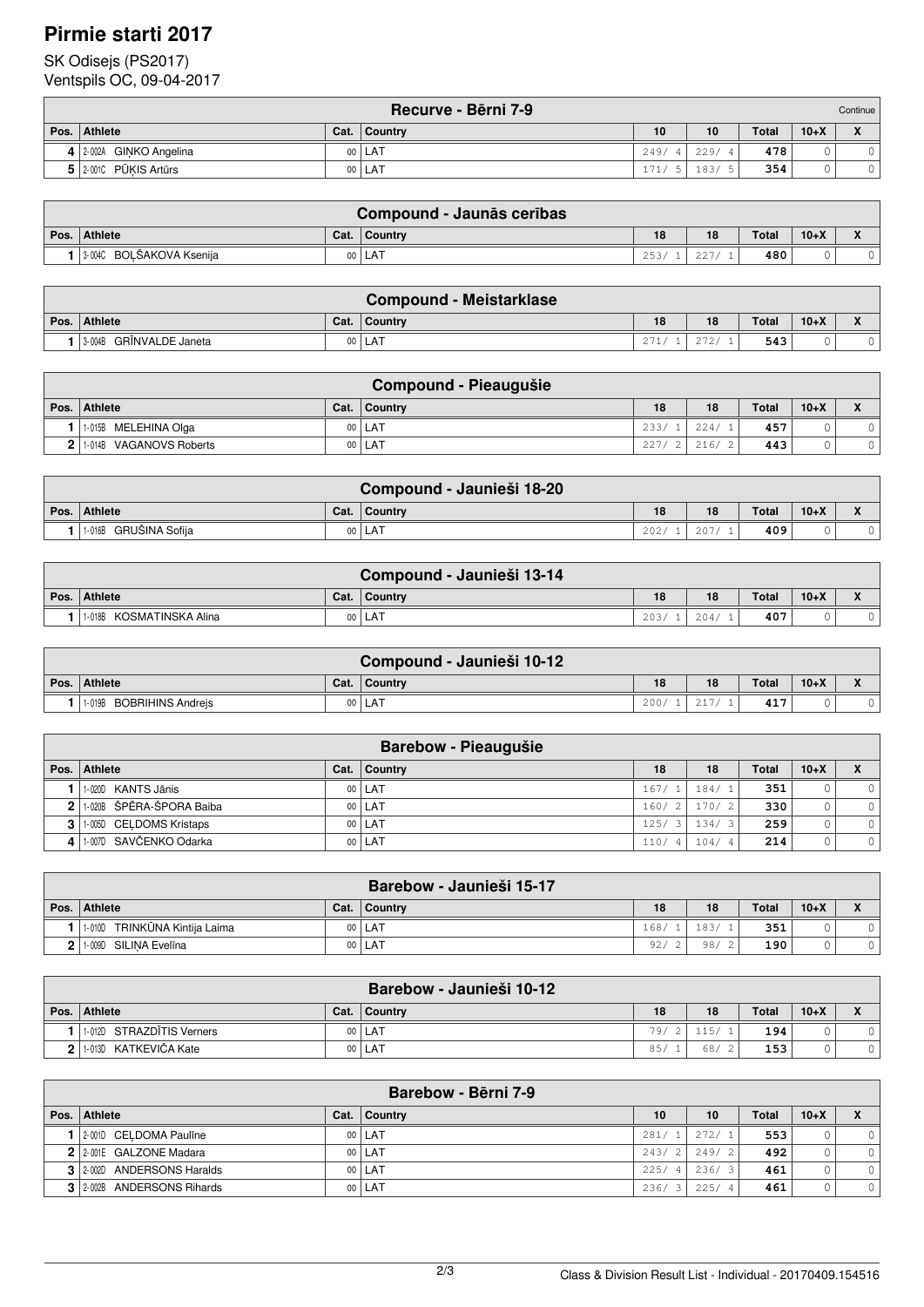# Pirmie starti 2017

SK Odisejs (PS2017)
Ventspils OC, 09-04-2017

| Recurve - Bērni 7-9 | | | | | | | | Continue |
|---|---|---|---|---|---|---|---|---|
| Pos. | Athlete | Cat. | Country | 10 | 10 | Total | 10+X | X |
| 4 | 2-002A GIŅKO Angelina | 00 | LAT | 249/ 4 | 229/ 4 | 478 | 0 | 0 |
| 5 | 2-001C PŪĶIS Artūrs | 00 | LAT | 171/ 5 | 183/ 5 | 354 | 0 | 0 |

| Compound - Jaunās cerības | | | | | | | | |
|---|---|---|---|---|---|---|---|---|
| Pos. | Athlete | Cat. | Country | 18 | 18 | Total | 10+X | X |
| 1 | 3-004C BOĻŠAKOVA Ksenija | 00 | LAT | 253/ 1 | 227/ 1 | 480 | 0 | 0 |

| Compound - Meistarklase | | | | | | | | |
|---|---|---|---|---|---|---|---|---|
| Pos. | Athlete | Cat. | Country | 18 | 18 | Total | 10+X | X |
| 1 | 3-004B GRĪNVALDE Janeta | 00 | LAT | 271/ 1 | 272/ 1 | 543 | 0 | 0 |

| Compound - Pieaugušie | | | | | | | | |
|---|---|---|---|---|---|---|---|---|
| Pos. | Athlete | Cat. | Country | 18 | 18 | Total | 10+X | X |
| 1 | 1-015B MELEHINA Olga | 00 | LAT | 233/ 1 | 224/ 1 | 457 | 0 | 0 |
| 2 | 1-014B VAGANOVS Roberts | 00 | LAT | 227/ 2 | 216/ 2 | 443 | 0 | 0 |

| Compound - Jaunieši 18-20 | | | | | | | | |
|---|---|---|---|---|---|---|---|---|
| Pos. | Athlete | Cat. | Country | 18 | 18 | Total | 10+X | X |
| 1 | 1-016B GRUŠINA Sofija | 00 | LAT | 202/ 1 | 207/ 1 | 409 | 0 | 0 |

| Compound - Jaunieši 13-14 | | | | | | | | |
|---|---|---|---|---|---|---|---|---|
| Pos. | Athlete | Cat. | Country | 18 | 18 | Total | 10+X | X |
| 1 | 1-018B KOSMATINSKA Alina | 00 | LAT | 203/ 1 | 204/ 1 | 407 | 0 | 0 |

| Compound - Jaunieši 10-12 | | | | | | | | |
|---|---|---|---|---|---|---|---|---|
| Pos. | Athlete | Cat. | Country | 18 | 18 | Total | 10+X | X |
| 1 | 1-019B BOBRIHINS Andrejs | 00 | LAT | 200/ 1 | 217/ 1 | 417 | 0 | 0 |

| Barebow - Pieaugušie | | | | | | | | |
|---|---|---|---|---|---|---|---|---|
| Pos. | Athlete | Cat. | Country | 18 | 18 | Total | 10+X | X |
| 1 | 1-020D KANTS Jānis | 00 | LAT | 167/ 1 | 184/ 1 | 351 | 0 | 0 |
| 2 | 1-020B ŠPĒRA-ŠPORA Baiba | 00 | LAT | 160/ 2 | 170/ 2 | 330 | 0 | 0 |
| 3 | 1-005D CEĻDOMS Kristaps | 00 | LAT | 125/ 3 | 134/ 3 | 259 | 0 | 0 |
| 4 | 1-007D SAVČENKO Odarka | 00 | LAT | 110/ 4 | 104/ 4 | 214 | 0 | 0 |

| Barebow - Jaunieši 15-17 | | | | | | | | |
|---|---|---|---|---|---|---|---|---|
| Pos. | Athlete | Cat. | Country | 18 | 18 | Total | 10+X | X |
| 1 | 1-010D TRINKŪNA Kintija Laima | 00 | LAT | 168/ 1 | 183/ 1 | 351 | 0 | 0 |
| 2 | 1-009D SILIŅA Evelīna | 00 | LAT | 92/ 2 | 98/ 2 | 190 | 0 | 0 |

| Barebow - Jaunieši 10-12 | | | | | | | | |
|---|---|---|---|---|---|---|---|---|
| Pos. | Athlete | Cat. | Country | 18 | 18 | Total | 10+X | X |
| 1 | 1-012D STRAZDĪTIS Verners | 00 | LAT | 79/ 2 | 115/ 1 | 194 | 0 | 0 |
| 2 | 1-013D KATKEVIČA Kate | 00 | LAT | 85/ 1 | 68/ 2 | 153 | 0 | 0 |

| Barebow - Bērni 7-9 | | | | | | | | |
|---|---|---|---|---|---|---|---|---|
| Pos. | Athlete | Cat. | Country | 10 | 10 | Total | 10+X | X |
| 1 | 2-001D CEĻDOMA Paulīne | 00 | LAT | 281/ 1 | 272/ 1 | 553 | 0 | 0 |
| 2 | 2-001E GALZONE Madara | 00 | LAT | 243/ 2 | 249/ 2 | 492 | 0 | 0 |
| 3 | 2-002D ANDERSONS Haralds | 00 | LAT | 225/ 4 | 236/ 3 | 461 | 0 | 0 |
| 3 | 2-002B ANDERSONS Rihards | 00 | LAT | 236/ 3 | 225/ 4 | 461 | 0 | 0 |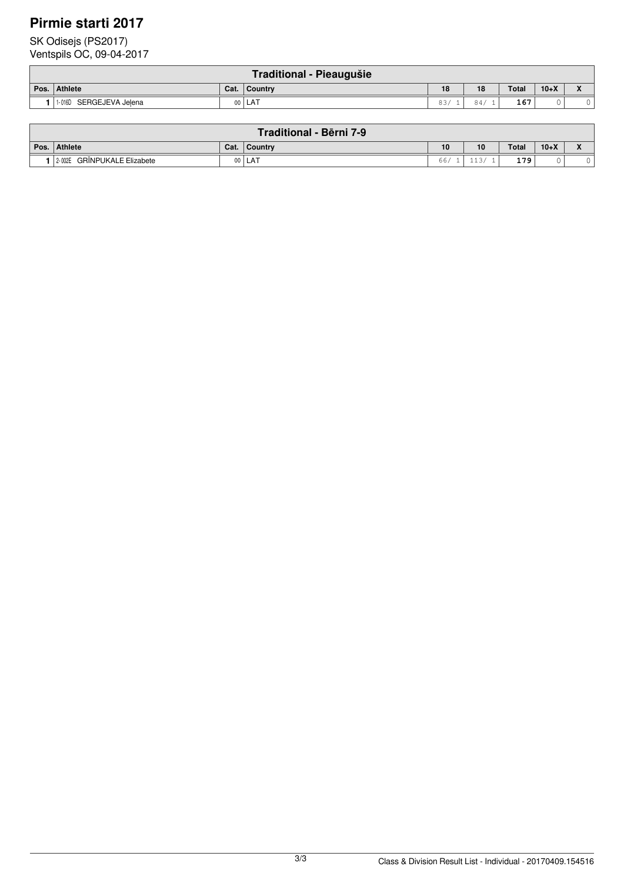# Pirmie starti 2017

SK Odisejs (PS2017)
Ventspils OC, 09-04-2017

| Traditional - Pieaugušie | | | | | | | | |
|---|---|---|---|---|---|---|---|---|
| **Pos.** | **Athlete** | **Cat.** | **Country** | **18** | **18** | **Total** | **10+X** | **X** |
| 1 | 1-016D SERGEJEVA Jeļena | 00 | LAT | 83/ 1 | 84/ 1 | 167 | 0 | 0 |

| Traditional - Bērni 7-9 | | | | | | | | |
|---|---|---|---|---|---|---|---|---|
| **Pos.** | **Athlete** | **Cat.** | **Country** | **10** | **10** | **Total** | **10+X** | **X** |
| 1 | 2-002E GRĪNPUKALE Elizabete | 00 | LAT | 66/ 1 | 113/ 1 | 179 | 0 | 0 |

Class & Division Result List - Individual - 20170409.154516